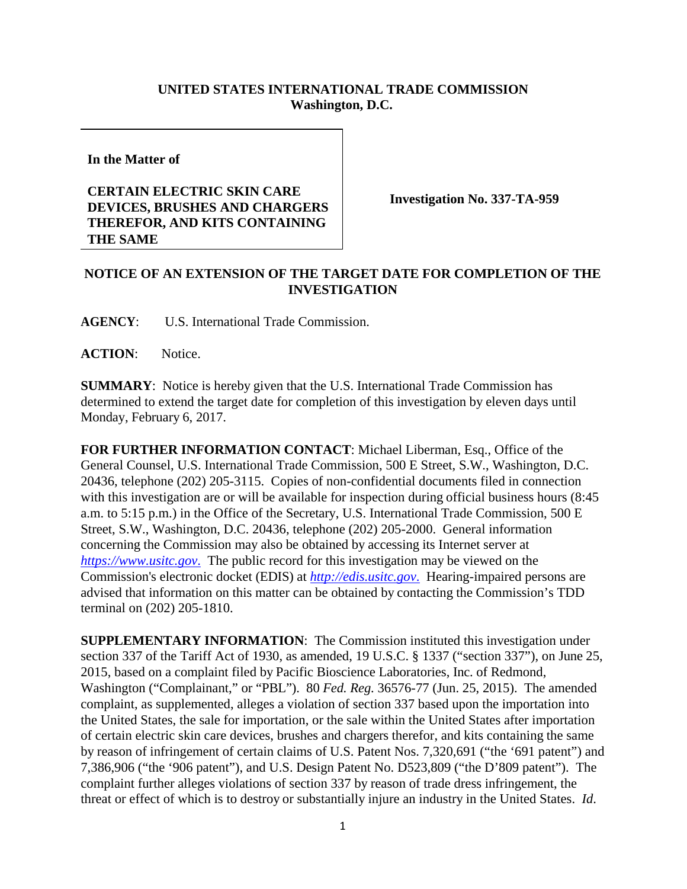**UNITED STATES INTERNATIONAL TRADE COMMISSION**
**Washington, D.C.**

| **In the Matter of** <br><br> **CERTAIN ELECTRIC SKIN CARE DEVICES, BRUSHES AND CHARGERS THEREFOR, AND KITS CONTAINING THE SAME** | **Investigation No. 337-TA-959** |
|---|---|

## NOTICE OF AN EXTENSION OF THE TARGET DATE FOR COMPLETION OF THE INVESTIGATION

**AGENCY**: U.S. International Trade Commission.

**ACTION**: Notice.

**SUMMARY**: Notice is hereby given that the U.S. International Trade Commission has determined to extend the target date for completion of this investigation by eleven days until Monday, February 6, 2017.

**FOR FURTHER INFORMATION CONTACT**: Michael Liberman, Esq., Office of the General Counsel, U.S. International Trade Commission, 500 E Street, S.W., Washington, D.C. 20436, telephone (202) 205-3115. Copies of non-confidential documents filed in connection with this investigation are or will be available for inspection during official business hours (8:45 a.m. to 5:15 p.m.) in the Office of the Secretary, U.S. International Trade Commission, 500 E Street, S.W., Washington, D.C. 20436, telephone (202) 205-2000. General information concerning the Commission may also be obtained by accessing its Internet server at *https://www.usitc.gov.* The public record for this investigation may be viewed on the Commission's electronic docket (EDIS) at *http://edis.usitc.gov.* Hearing-impaired persons are advised that information on this matter can be obtained by contacting the Commission's TDD terminal on (202) 205-1810.

**SUPPLEMENTARY INFORMATION**: The Commission instituted this investigation under section 337 of the Tariff Act of 1930, as amended, 19 U.S.C. § 1337 ("section 337"), on June 25, 2015, based on a complaint filed by Pacific Bioscience Laboratories, Inc. of Redmond, Washington ("Complainant," or "PBL"). 80 *Fed. Reg.* 36576-77 (Jun. 25, 2015). The amended complaint, as supplemented, alleges a violation of section 337 based upon the importation into the United States, the sale for importation, or the sale within the United States after importation of certain electric skin care devices, brushes and chargers therefor, and kits containing the same by reason of infringement of certain claims of U.S. Patent Nos. 7,320,691 ("the '691 patent") and 7,386,906 ("the '906 patent"), and U.S. Design Patent No. D523,809 ("the D'809 patent"). The complaint further alleges violations of section 337 by reason of trade dress infringement, the threat or effect of which is to destroy or substantially injure an industry in the United States. *Id*.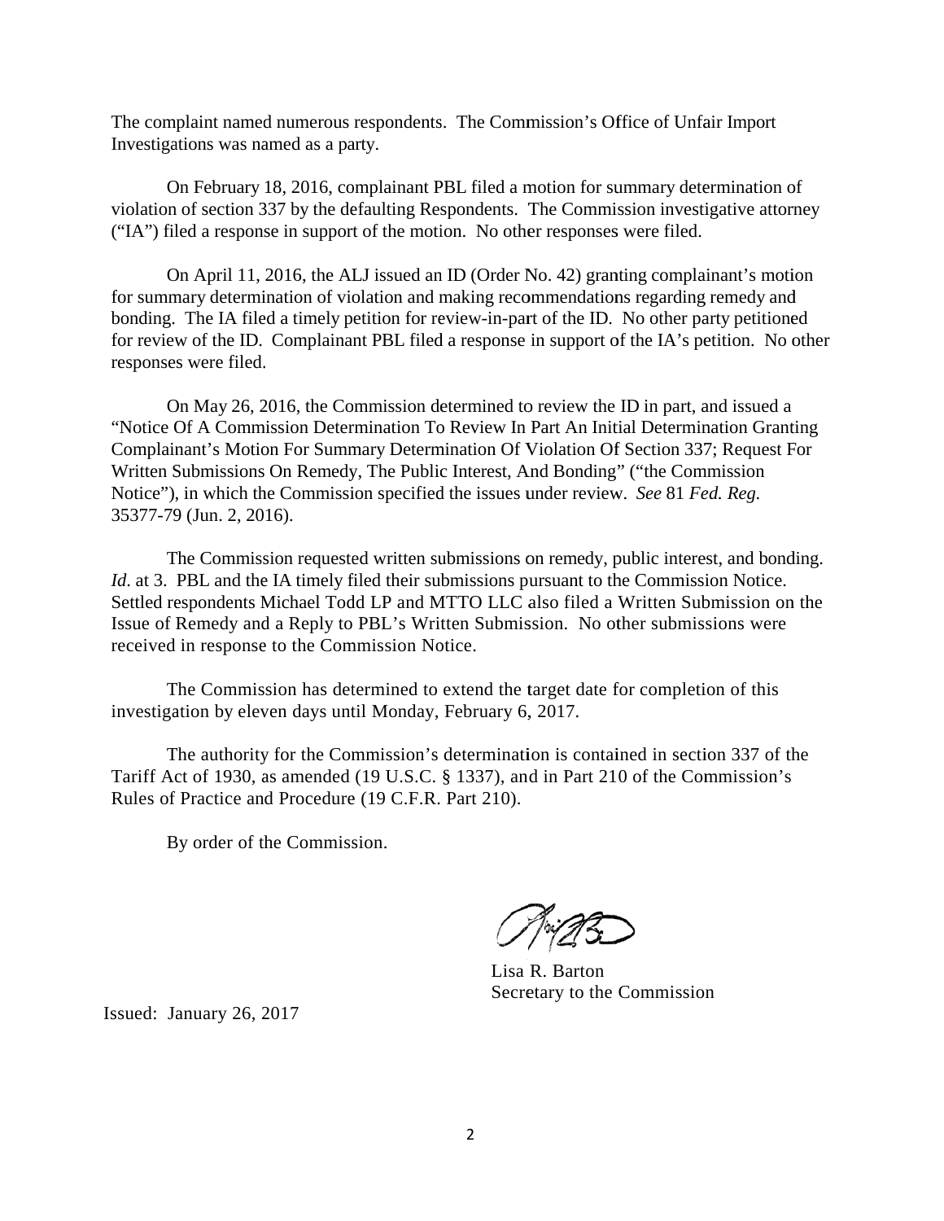The complaint named numerous respondents. The Commission's Office of Unfair Import Investigations was named as a party.

On February 18, 2016, complainant PBL filed a motion for summary determination of violation of section 337 by the defaulting Respondents. The Commission investigative attorney ("IA") filed a response in support of the motion. No other responses were filed.

On April 11, 2016, the ALJ issued an ID (Order No. 42) granting complainant's motion for summary determination of violation and making recommendations regarding remedy and bonding. The IA filed a timely petition for review-in-part of the ID. No other party petitioned for review of the ID. Complainant PBL filed a response in support of the IA's petition. No other responses were filed.

On May 26, 2016, the Commission determined to review the ID in part, and issued a "Notice Of A Commission Determination To Review In Part An Initial Determination Granting Complainant's Motion For Summary Determination Of Violation Of Section 337; Request For Written Submissions On Remedy, The Public Interest, And Bonding" ("the Commission Notice"), in which the Commission specified the issues under review. *See* 81 *Fed. Reg.* 35377-79 (Jun. 2, 2016).

The Commission requested written submissions on remedy, public interest, and bonding. *Id.* at 3. PBL and the IA timely filed their submissions pursuant to the Commission Notice. Settled respondents Michael Todd LP and MTTO LLC also filed a Written Submission on the Issue of Remedy and a Reply to PBL's Written Submission. No other submissions were received in response to the Commission Notice.

The Commission has determined to extend the target date for completion of this investigation by eleven days until Monday, February 6, 2017.

The authority for the Commission's determination is contained in section 337 of the Tariff Act of 1930, as amended (19 U.S.C. § 1337), and in Part 210 of the Commission's Rules of Practice and Procedure (19 C.F.R. Part 210).

By order of the Commission.

Lisa R. Barton
Secretary to the Commission

Issued: January 26, 2017